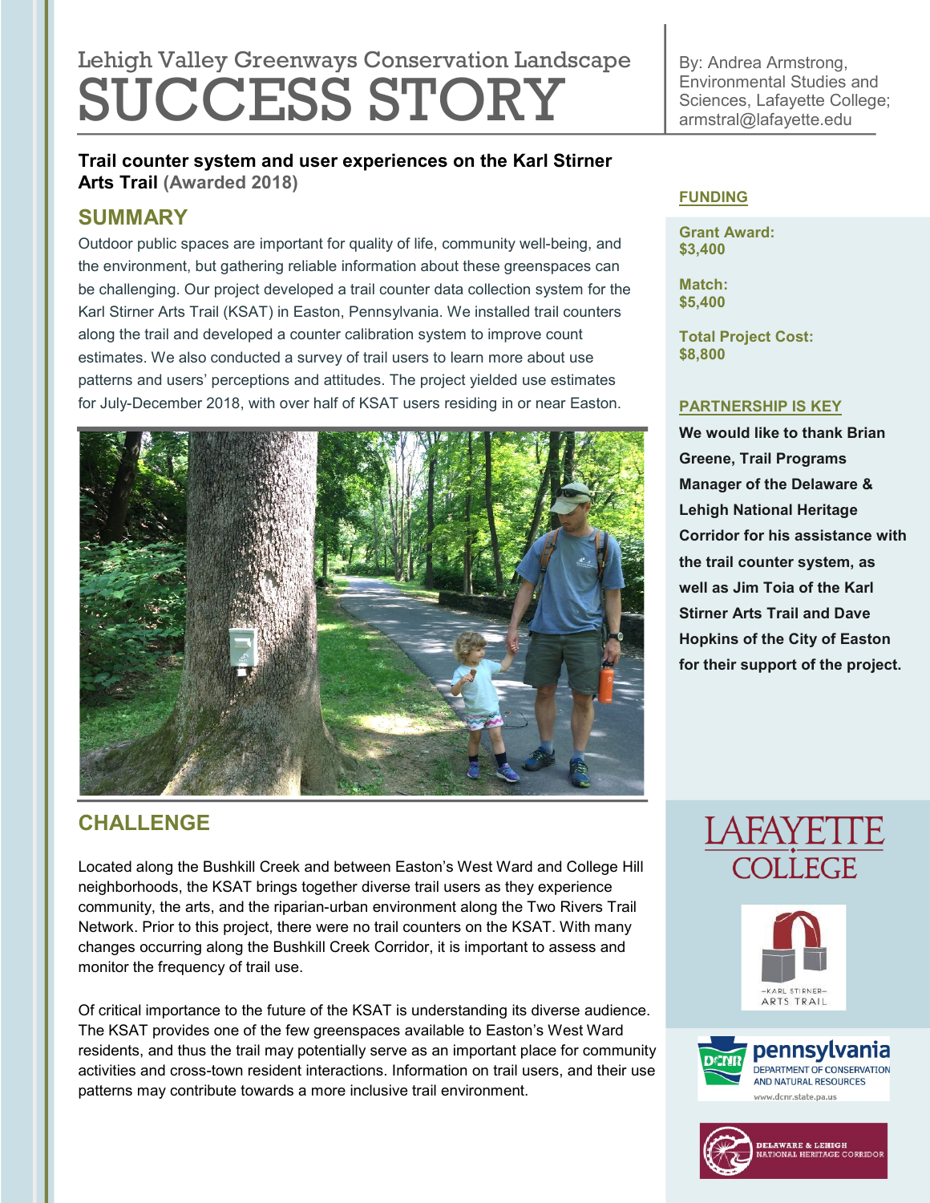# Lehigh Valley Greenways Conservation Landscape SUCCESS STORY

By: Andrea Armstrong, Environmental Studies and Sciences, Lafayette College; armstral@lafayette.edu

**Trail counter system and user experiences on the Karl Stirner Arts Trail (Awarded 2018)**

## SUMMARY

Outdoor public spaces are important for quality of life, community well-being, and the environment, but gathering reliable information about these greenspaces can be challenging. Our project developed a trail counter data collection system for the Karl Stirner Arts Trail (KSAT) in Easton, Pennsylvania. We installed trail counters along the trail and developed a counter calibration system to improve count estimates. We also conducted a survey of trail users to learn more about use patterns and users' perceptions and attitudes. The project yielded use estimates for July-December 2018, with over half of KSAT users residing in or near Easton.

## CHALLENGE

Located along the Bushkill Creek and between Easton's West Ward and College Hill neighborhoods, the KSAT brings together diverse trail users as they experience community, the arts, and the riparian-urban environment along the Two Rivers Trail Network. Prior to this project, there were no trail counters on the KSAT. With many changes occurring along the Bushkill Creek Corridor, it is important to assess and monitor the frequency of trail use.

Of critical importance to the future of the KSAT is understanding its diverse audience. The KSAT provides one of the few greenspaces available to Easton's West Ward residents, and thus the trail may potentially serve as an important place for community activities and cross-town resident interactions. Information on trail users, and their use patterns may contribute towards a more inclusive trail environment.

## FUNDING

**Grant Award:**
**$3,400**

**Match:**
**$5,400**

**Total Project Cost:**
**$8,800**

## PARTNERSHIP IS KEY

**We would like to thank Brian Greene, Trail Programs Manager of the Delaware & Lehigh National Heritage Corridor for his assistance with the trail counter system, as well as Jim Toia of the Karl Stirner Arts Trail and Dave Hopkins of the City of Easton for their support of the project.**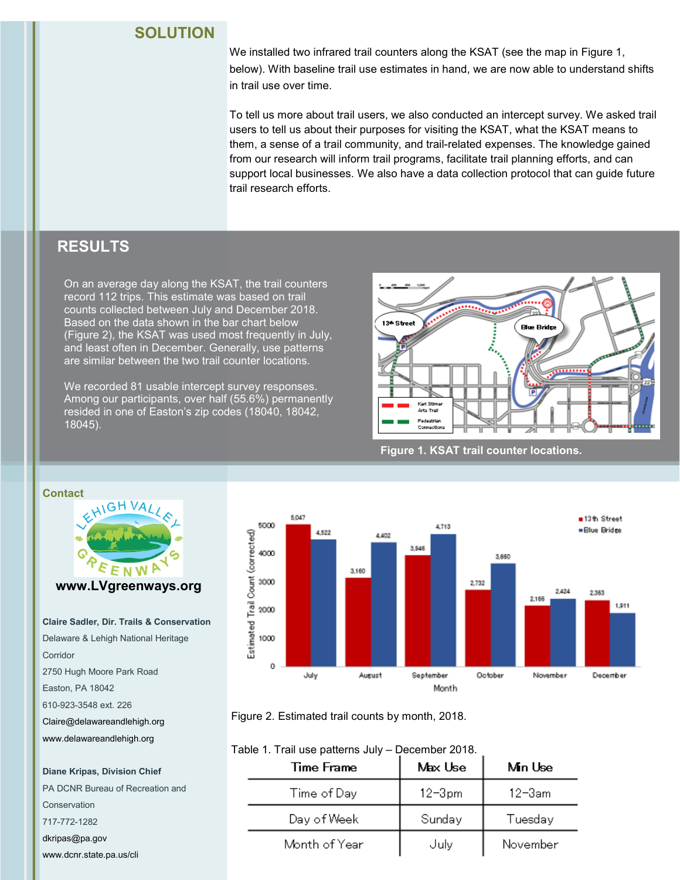## SOLUTION

We installed two infrared trail counters along the KSAT (see the map in Figure 1, below). With baseline trail use estimates in hand, we are now able to understand shifts in trail use over time.

To tell us more about trail users, we also conducted an intercept survey. We asked trail users to tell us about their purposes for visiting the KSAT, what the KSAT means to them, a sense of a trail community, and trail-related expenses. The knowledge gained from our research will inform trail programs, facilitate trail planning efforts, and can support local businesses. We also have a data collection protocol that can guide future trail research efforts.

## RESULTS

On an average day along the KSAT, the trail counters record 112 trips. This estimate was based on trail counts collected between July and December 2018. Based on the data shown in the bar chart below (Figure 2), the KSAT was used most frequently in July, and least often in December. Generally, use patterns are similar between the two trail counter locations.

We recorded 81 usable intercept survey responses. Among our participants, over half (55.6%) permanently resided in one of Easton's zip codes (18040, 18042, 18045).

13th Street
Blue Bridge
Karl Stirner Arts Trail
Pedestrian Connections

**Figure 1. KSAT trail counter locations.**

13th Street
Blue Bridge
Estimated Trail Count (corrected)
0
1000
2000
3000
4000
5000
Month
July: 5,047, 4,522
August: 3,160, 4,402
September: 3,946, 4,713
October: 2,732, 3,660
November: 2,166, 2,424
December: 2,363, 1,911

Figure 2. Estimated trail counts by month, 2018.

Table 1. Trail use patterns July – December 2018.

| Time Frame | Max Use | Min Use |
|---|---|---|
| Time of Day | 12-3pm | 12-3am |
| Day of Week | Sunday | Tuesday |
| Month of Year | July | November |

### Contact

www.LVgreenways.org

**Claire Sadler, Dir. Trails & Conservation**
Delaware & Lehigh National Heritage Corridor
2750 Hugh Moore Park Road
Easton, PA 18042
610-923-3548 ext. 226
Claire@delawareandlehigh.org
www.delawareandlehigh.org

**Diane Kripas, Division Chief**
PA DCNR Bureau of Recreation and Conservation
717-772-1282
dkripas@pa.gov
www.dcnr.state.pa.us/cli